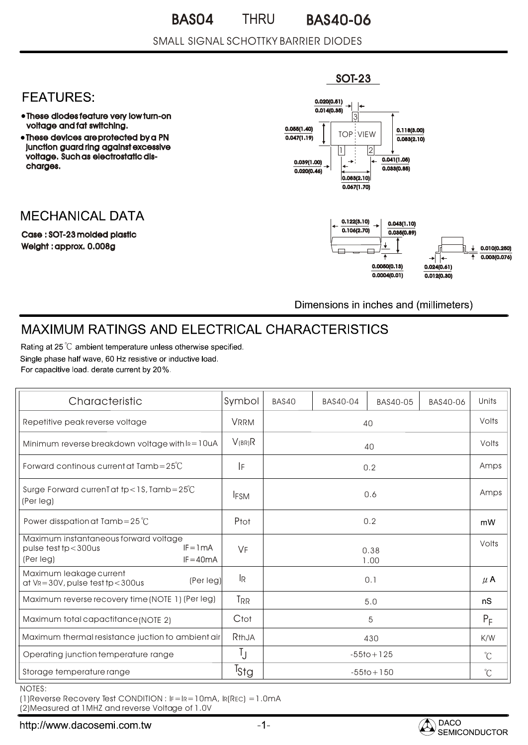# BAS04 THRU BAS40-06

SMALL SIGNAL SCHOTTKY BARRIER DIODES

## FEATURES:

- These diodes feature very low turn-on voltage and fat switching.
- These devices are protected by a PN junction guard ring against excessive voltage. Such as electrostatic dis-charges.

SOT-23

## MECHANICAL DATA

**Case : SOT-23 molded plastic**

**Weight : approx. 0.008g**

Dimensions in inches and (millimeters)

## MAXIMUM RATINGS AND ELECTRICAL CHARACTERISTICS

Rating at 25℃ ambient temperature unless otherwise specified.

Single phase half wave, 60 Hz resistive or inductive load.

For capacitive load. derate current by 20%.

| Characteristic | Symbol | BAS40 | BAS40-04 | BAS40-05 | BAS40-06 | Units |
|---|---|---|---|---|---|---|
| Repetitive peak reverse voltage | $V_{RRM}$ | 40 | | | | Volts |
| Minimum reverse breakdown voltage with $I_R$=10uA | $V_{(BR)R}$ | 40 | | | | Volts |
| Forward continous current at Tamb=25℃ | $I_F$ | 0.2 | | | | Amps |
| Surge Forward currenT at tp<1S, Tamb=25℃ (Per leg) | $I_{FSM}$ | 0.6 | | | | Amps |
| Power disspation at Tamb=25℃ | Ptot | 0.2 | | | | mW |
| Maximum instantaneous forward voltage pulse test tp<300us (Per leg) IF=1mA / IF=40mA | $V_F$ | 0.38 / 1.00 | | | | Volts |
| Maximum leakage current at $V_R$=30V, pulse test tp<300us (Per leg) | $I_R$ | 0.1 | | | | $\mu$A |
| Maximum reverse recovery time (NOTE 1) (Per leg) | $T_{RR}$ | 5.0 | | | | nS |
| Maximum total capactitance (NOTE 2) | Ctot | 5 | | | | $P_F$ |
| Maximum thermal resistance juction to ambient air | RthJA | 430 | | | | K/W |
| Operating junction temperature range | $T_J$ | -55to+125 | | | | ℃ |
| Storage temperature range | $T_{Stg}$ | -55to+150 | | | | ℃ |

NOTES:

(1)Reverse Recovery Test CONDITION : $I_F=I_R$=10mA, $I_{R(REC)}$ =1.0mA

(2)Measured at 1MHZ and reverse Voltage of 1.0V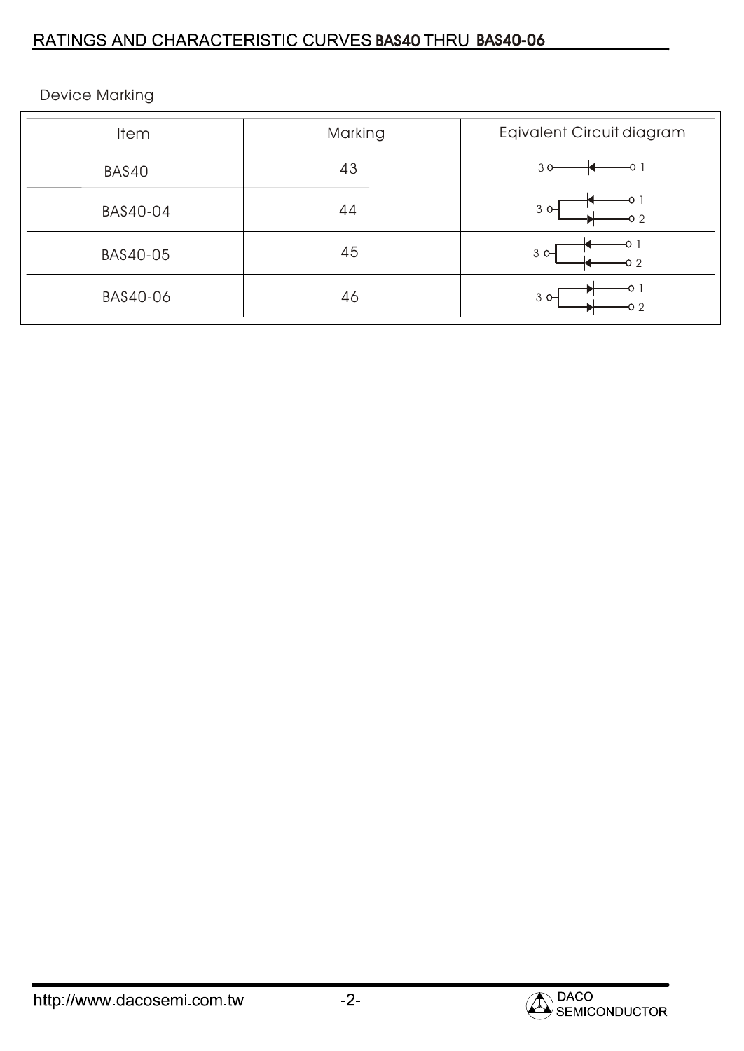# RATINGS AND CHARACTERISTIC CURVES BAS40 THRU BAS40-06

Device Marking

| Item | Marking | Eqivalent Circuit diagram |
|---|---|---|
| BAS40 | 43 | 3 1 |
| BAS40-04 | 44 | 3 1 2 |
| BAS40-05 | 45 | 3 1 2 |
| BAS40-06 | 46 | 3 1 2 |